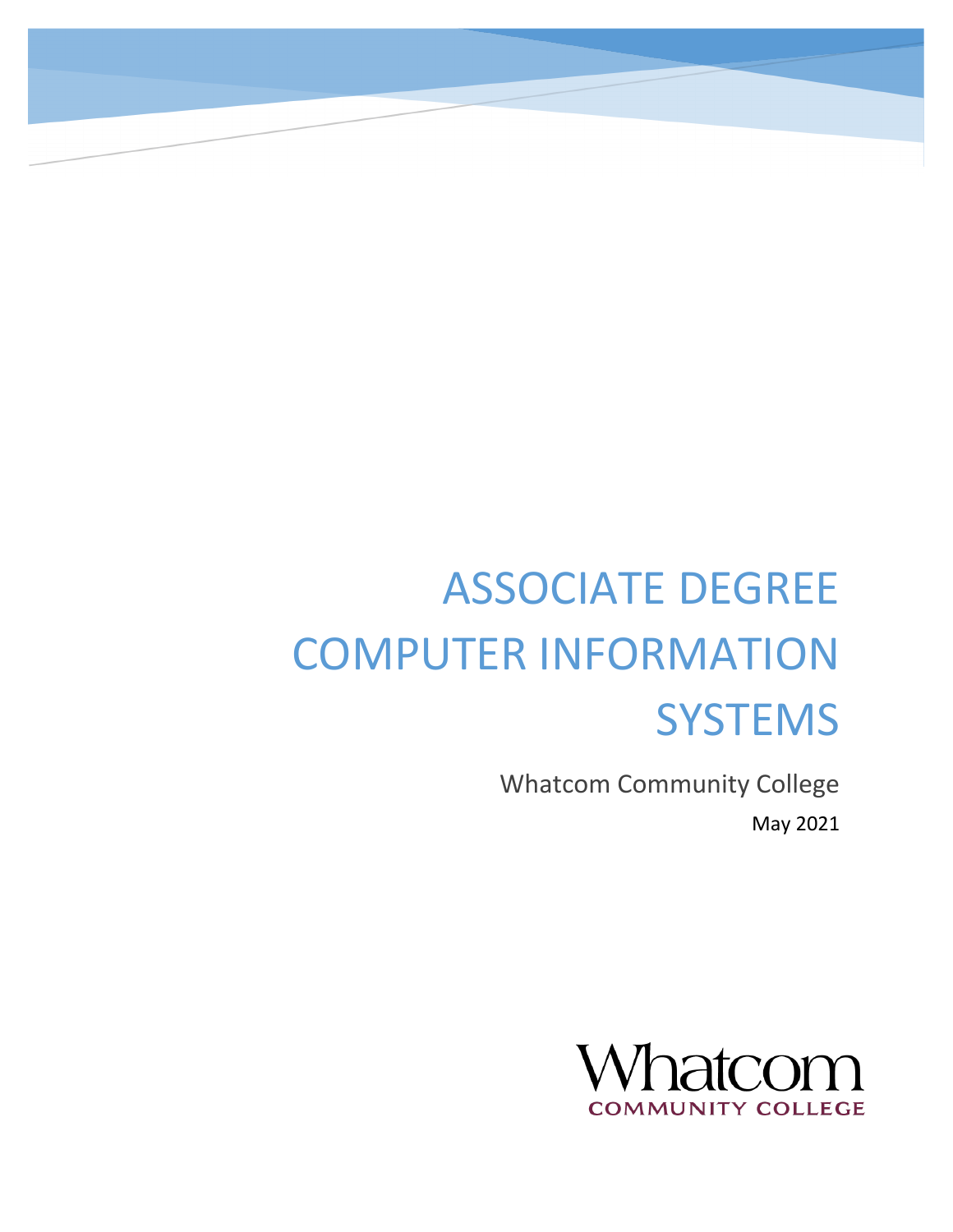# ASSOCIATE DEGREE COMPUTER INFORMATION SYSTEMS

Whatcom Community College

May 2021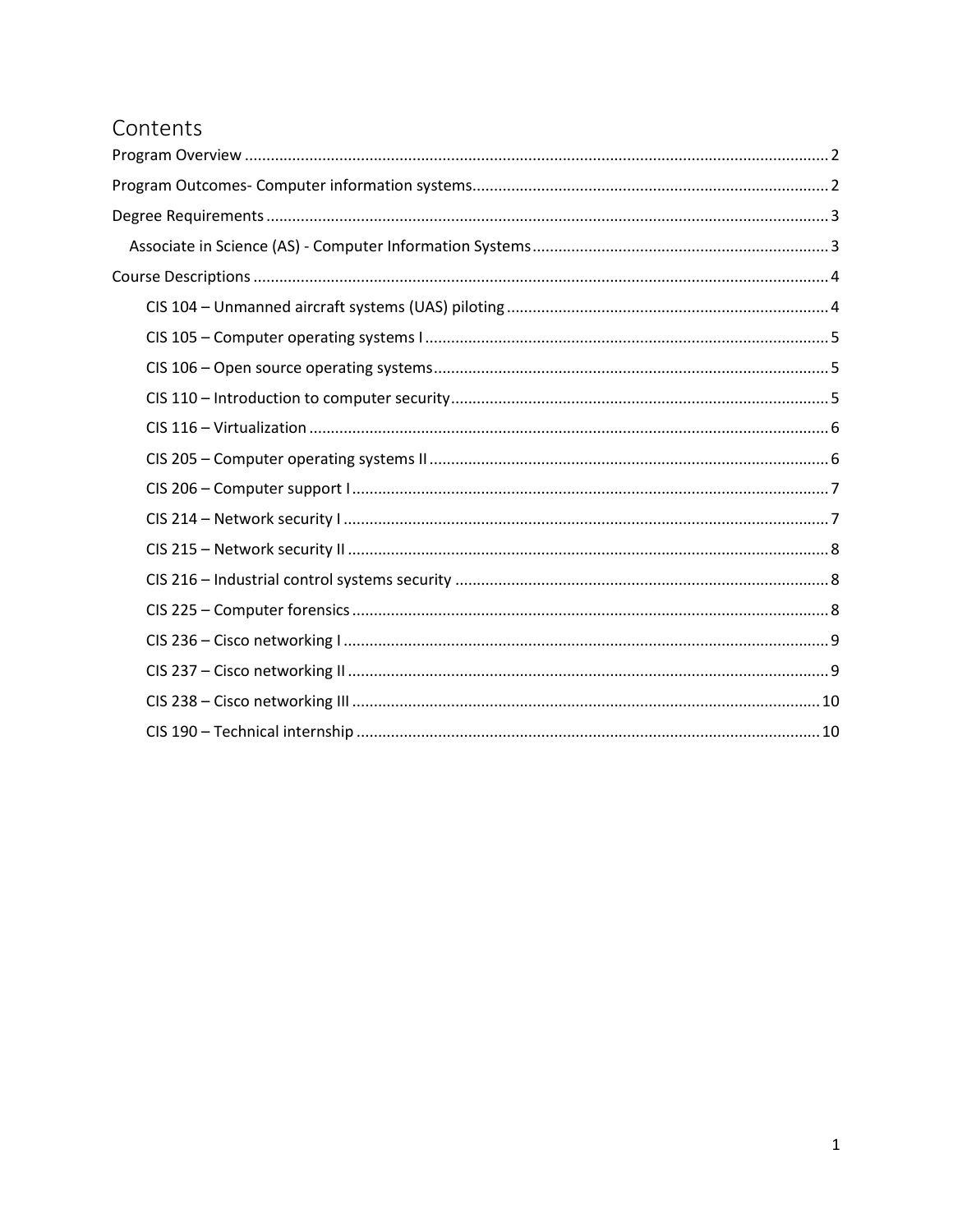# Contents

- Program Overview ........................................................ 2
- Program Outcomes- Computer information systems ........................................................ 2
- Degree Requirements ........................................................ 3
  - Associate in Science (AS) - Computer Information Systems ........................................................ 3
- Course Descriptions ........................................................ 4
  - CIS 104 – Unmanned aircraft systems (UAS) piloting ........................................................ 4
  - CIS 105 – Computer operating systems I ........................................................ 5
  - CIS 106 – Open source operating systems ........................................................ 5
  - CIS 110 – Introduction to computer security ........................................................ 5
  - CIS 116 – Virtualization ........................................................ 6
  - CIS 205 – Computer operating systems II ........................................................ 6
  - CIS 206 – Computer support I ........................................................ 7
  - CIS 214 – Network security I ........................................................ 7
  - CIS 215 – Network security II ........................................................ 8
  - CIS 216 – Industrial control systems security ........................................................ 8
  - CIS 225 – Computer forensics ........................................................ 8
  - CIS 236 – Cisco networking I ........................................................ 9
  - CIS 237 – Cisco networking II ........................................................ 9
  - CIS 238 – Cisco networking III ........................................................ 10
  - CIS 190 – Technical internship ........................................................ 10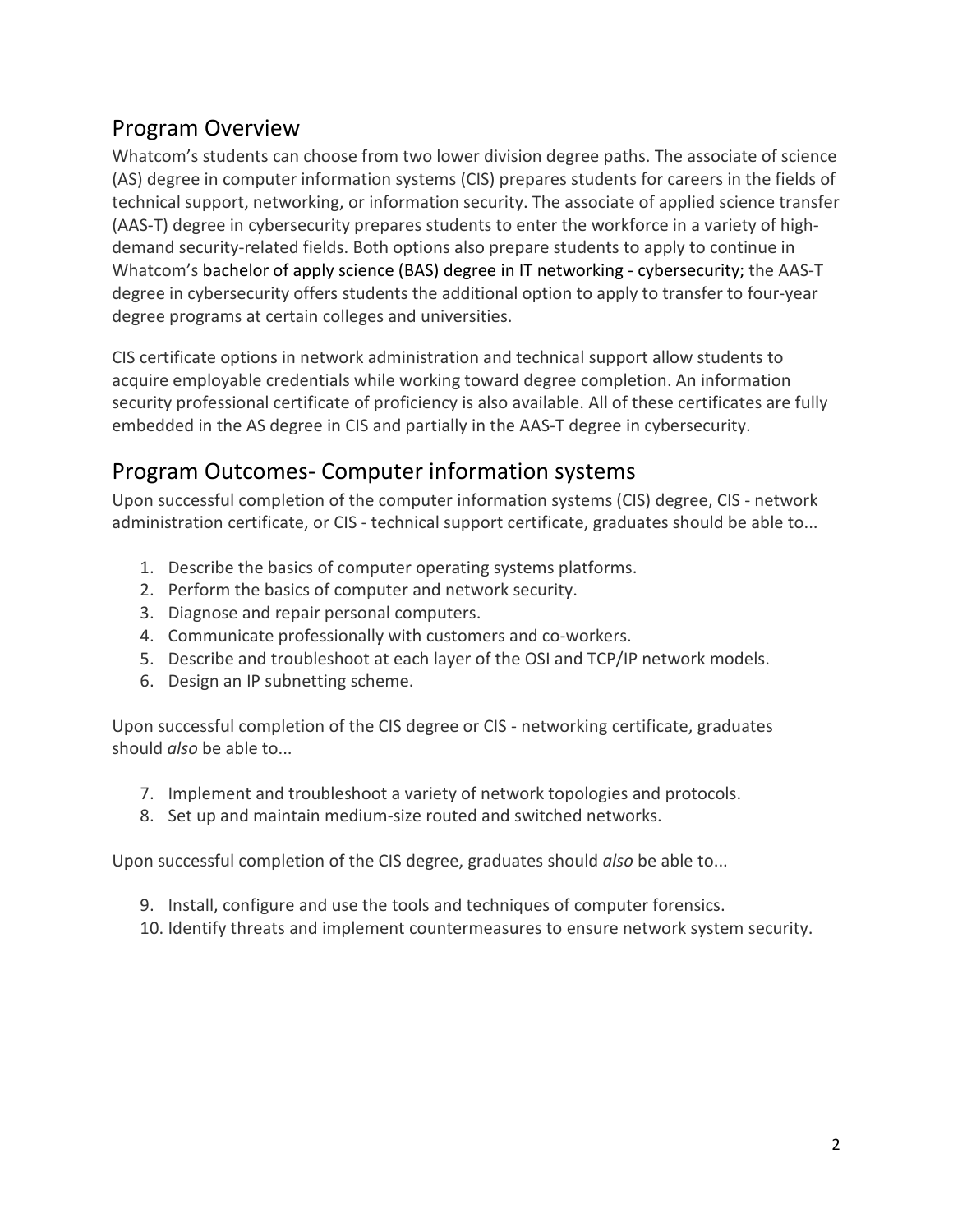## Program Overview

Whatcom's students can choose from two lower division degree paths. The associate of science (AS) degree in computer information systems (CIS) prepares students for careers in the fields of technical support, networking, or information security. The associate of applied science transfer (AAS-T) degree in cybersecurity prepares students to enter the workforce in a variety of high-demand security-related fields. Both options also prepare students to apply to continue in Whatcom's bachelor of apply science (BAS) degree in IT networking - cybersecurity; the AAS-T degree in cybersecurity offers students the additional option to apply to transfer to four-year degree programs at certain colleges and universities.

CIS certificate options in network administration and technical support allow students to acquire employable credentials while working toward degree completion. An information security professional certificate of proficiency is also available. All of these certificates are fully embedded in the AS degree in CIS and partially in the AAS-T degree in cybersecurity.

## Program Outcomes- Computer information systems

Upon successful completion of the computer information systems (CIS) degree, CIS - network administration certificate, or CIS - technical support certificate, graduates should be able to...

1. Describe the basics of computer operating systems platforms.
2. Perform the basics of computer and network security.
3. Diagnose and repair personal computers.
4. Communicate professionally with customers and co-workers.
5. Describe and troubleshoot at each layer of the OSI and TCP/IP network models.
6. Design an IP subnetting scheme.

Upon successful completion of the CIS degree or CIS - networking certificate, graduates should *also* be able to...

7. Implement and troubleshoot a variety of network topologies and protocols.
8. Set up and maintain medium-size routed and switched networks.

Upon successful completion of the CIS degree, graduates should *also* be able to...

9. Install, configure and use the tools and techniques of computer forensics.
10. Identify threats and implement countermeasures to ensure network system security.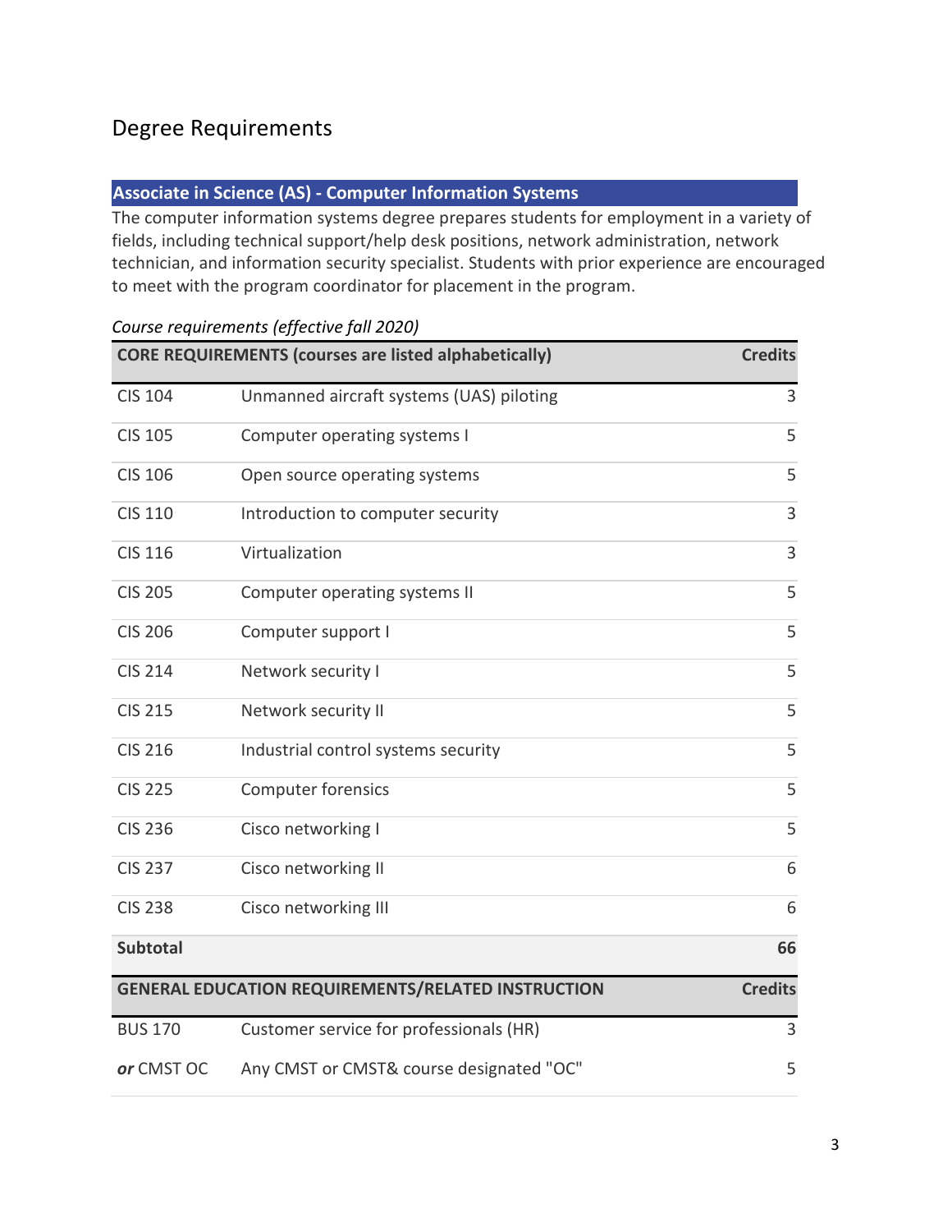# Degree Requirements

## Associate in Science (AS) - Computer Information Systems

The computer information systems degree prepares students for employment in a variety of fields, including technical support/help desk positions, network administration, network technician, and information security specialist. Students with prior experience are encouraged to meet with the program coordinator for placement in the program.

*Course requirements (effective fall 2020)*

| CORE REQUIREMENTS (courses are listed alphabetically) | | Credits |
|---|---|---|
| CIS 104 | Unmanned aircraft systems (UAS) piloting | 3 |
| CIS 105 | Computer operating systems I | 5 |
| CIS 106 | Open source operating systems | 5 |
| CIS 110 | Introduction to computer security | 3 |
| CIS 116 | Virtualization | 3 |
| CIS 205 | Computer operating systems II | 5 |
| CIS 206 | Computer support I | 5 |
| CIS 214 | Network security I | 5 |
| CIS 215 | Network security II | 5 |
| CIS 216 | Industrial control systems security | 5 |
| CIS 225 | Computer forensics | 5 |
| CIS 236 | Cisco networking I | 5 |
| CIS 237 | Cisco networking II | 6 |
| CIS 238 | Cisco networking III | 6 |
| **Subtotal** | | **66** |

| GENERAL EDUCATION REQUIREMENTS/RELATED INSTRUCTION | | Credits |
|---|---|---|
| BUS 170 | Customer service for professionals (HR) | 3 |
| ***or*** CMST OC | Any CMST or CMST& course designated "OC" | 5 |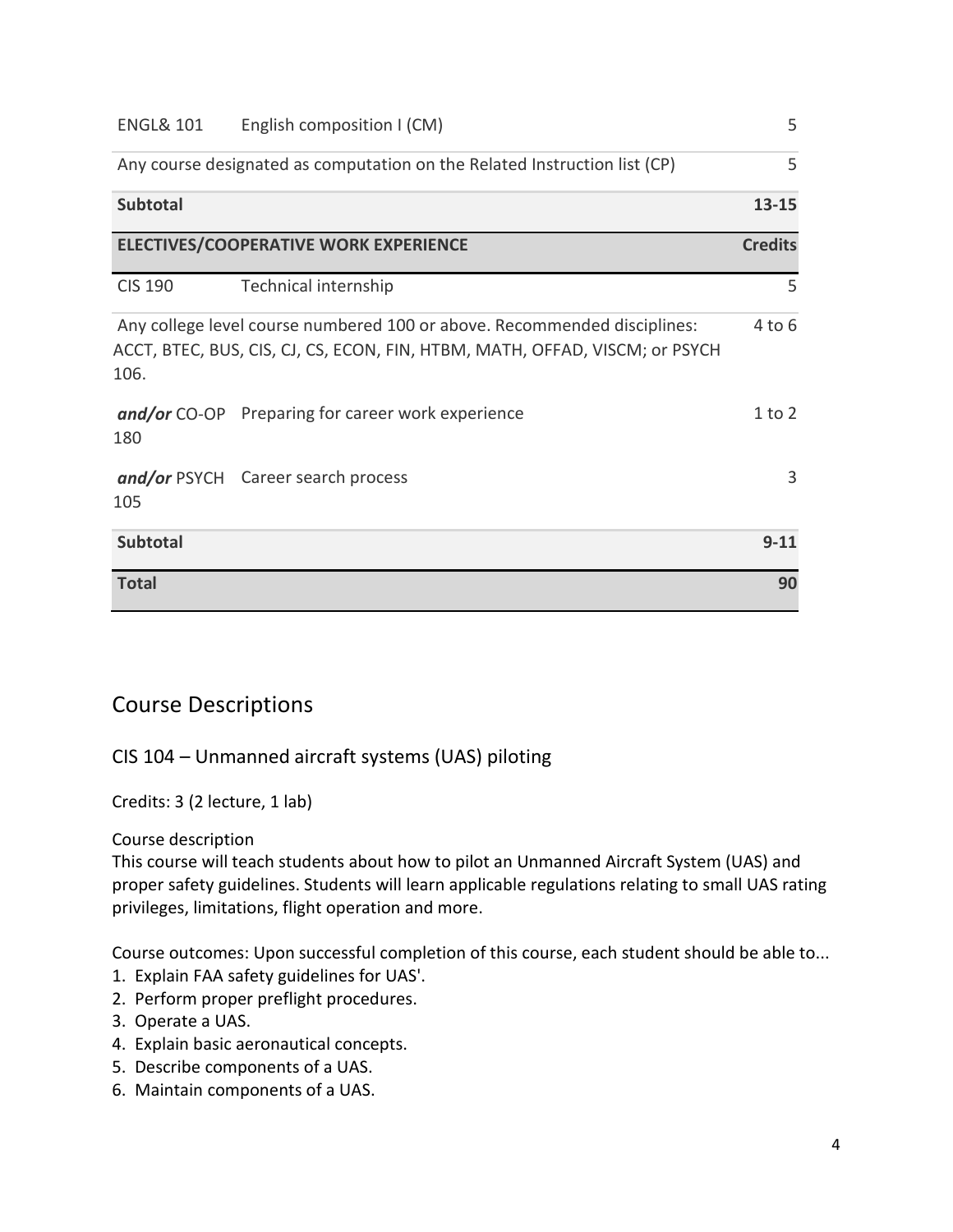| | | |
|---|---|---|
| ENGL& 101 | English composition I (CM) | 5 |
| Any course designated as computation on the Related Instruction list (CP) | | 5 |
| **Subtotal** | | **13-15** |
| **ELECTIVES/COOPERATIVE WORK EXPERIENCE** | | **Credits** |
| CIS 190 | Technical internship | 5 |
| Any college level course numbered 100 or above. Recommended disciplines: ACCT, BTEC, BUS, CIS, CJ, CS, ECON, FIN, HTBM, MATH, OFFAD, VISCM; or PSYCH 106. | | 4 to 6 |
| ***and/or*** CO-OP 180 | Preparing for career work experience | 1 to 2 |
| ***and/or*** PSYCH 105 | Career search process | 3 |
| **Subtotal** | | **9-11** |
| **Total** | | **90** |

## Course Descriptions

### CIS 104 – Unmanned aircraft systems (UAS) piloting

Credits: 3 (2 lecture, 1 lab)

Course description
This course will teach students about how to pilot an Unmanned Aircraft System (UAS) and proper safety guidelines. Students will learn applicable regulations relating to small UAS rating privileges, limitations, flight operation and more.

Course outcomes: Upon successful completion of this course, each student should be able to...

1. Explain FAA safety guidelines for UAS'.
2. Perform proper preflight procedures.
3. Operate a UAS.
4. Explain basic aeronautical concepts.
5. Describe components of a UAS.
6. Maintain components of a UAS.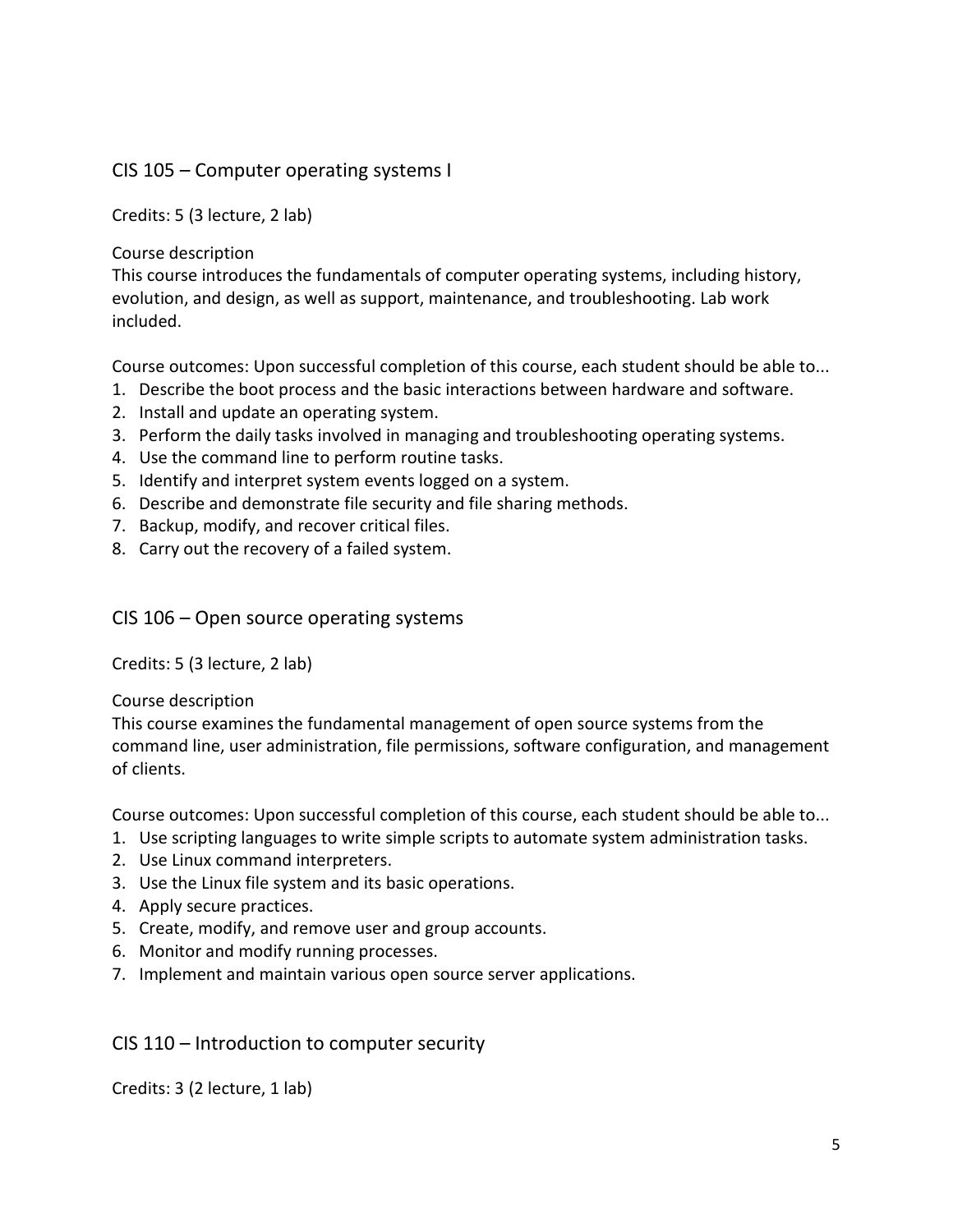## CIS 105 – Computer operating systems I

Credits: 5 (3 lecture, 2 lab)

Course description
This course introduces the fundamentals of computer operating systems, including history, evolution, and design, as well as support, maintenance, and troubleshooting. Lab work included.

Course outcomes: Upon successful completion of this course, each student should be able to...

1. Describe the boot process and the basic interactions between hardware and software.
2. Install and update an operating system.
3. Perform the daily tasks involved in managing and troubleshooting operating systems.
4. Use the command line to perform routine tasks.
5. Identify and interpret system events logged on a system.
6. Describe and demonstrate file security and file sharing methods.
7. Backup, modify, and recover critical files.
8. Carry out the recovery of a failed system.

## CIS 106 – Open source operating systems

Credits: 5 (3 lecture, 2 lab)

Course description
This course examines the fundamental management of open source systems from the command line, user administration, file permissions, software configuration, and management of clients.

Course outcomes: Upon successful completion of this course, each student should be able to...

1. Use scripting languages to write simple scripts to automate system administration tasks.
2. Use Linux command interpreters.
3. Use the Linux file system and its basic operations.
4. Apply secure practices.
5. Create, modify, and remove user and group accounts.
6. Monitor and modify running processes.
7. Implement and maintain various open source server applications.

## CIS 110 – Introduction to computer security

Credits: 3 (2 lecture, 1 lab)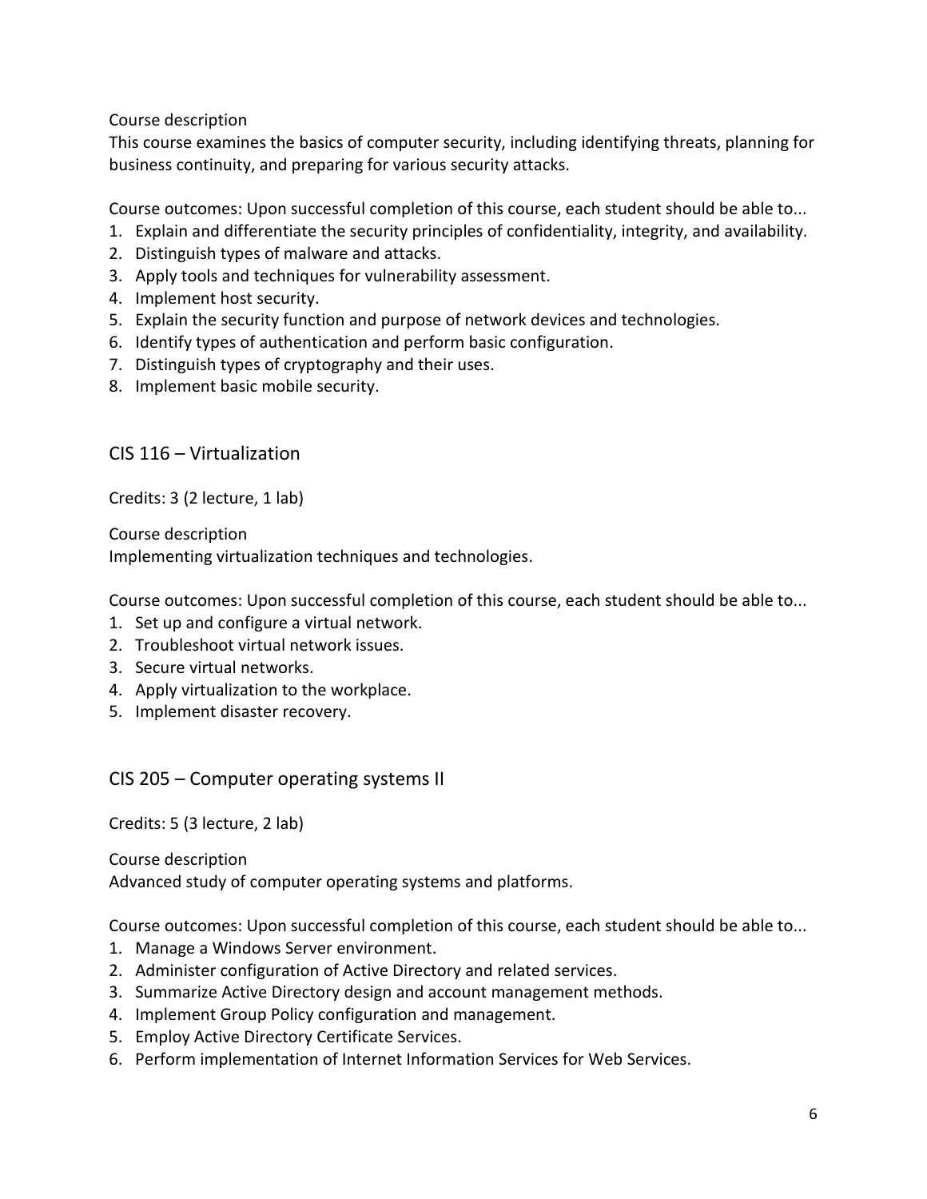Course description

This course examines the basics of computer security, including identifying threats, planning for business continuity, and preparing for various security attacks.

Course outcomes: Upon successful completion of this course, each student should be able to...

1. Explain and differentiate the security principles of confidentiality, integrity, and availability.
2. Distinguish types of malware and attacks.
3. Apply tools and techniques for vulnerability assessment.
4. Implement host security.
5. Explain the security function and purpose of network devices and technologies.
6. Identify types of authentication and perform basic configuration.
7. Distinguish types of cryptography and their uses.
8. Implement basic mobile security.

## CIS 116 – Virtualization

Credits: 3 (2 lecture, 1 lab)

Course description

Implementing virtualization techniques and technologies.

Course outcomes: Upon successful completion of this course, each student should be able to...

1. Set up and configure a virtual network.
2. Troubleshoot virtual network issues.
3. Secure virtual networks.
4. Apply virtualization to the workplace.
5. Implement disaster recovery.

## CIS 205 – Computer operating systems II

Credits: 5 (3 lecture, 2 lab)

Course description

Advanced study of computer operating systems and platforms.

Course outcomes: Upon successful completion of this course, each student should be able to...

1. Manage a Windows Server environment.
2. Administer configuration of Active Directory and related services.
3. Summarize Active Directory design and account management methods.
4. Implement Group Policy configuration and management.
5. Employ Active Directory Certificate Services.
6. Perform implementation of Internet Information Services for Web Services.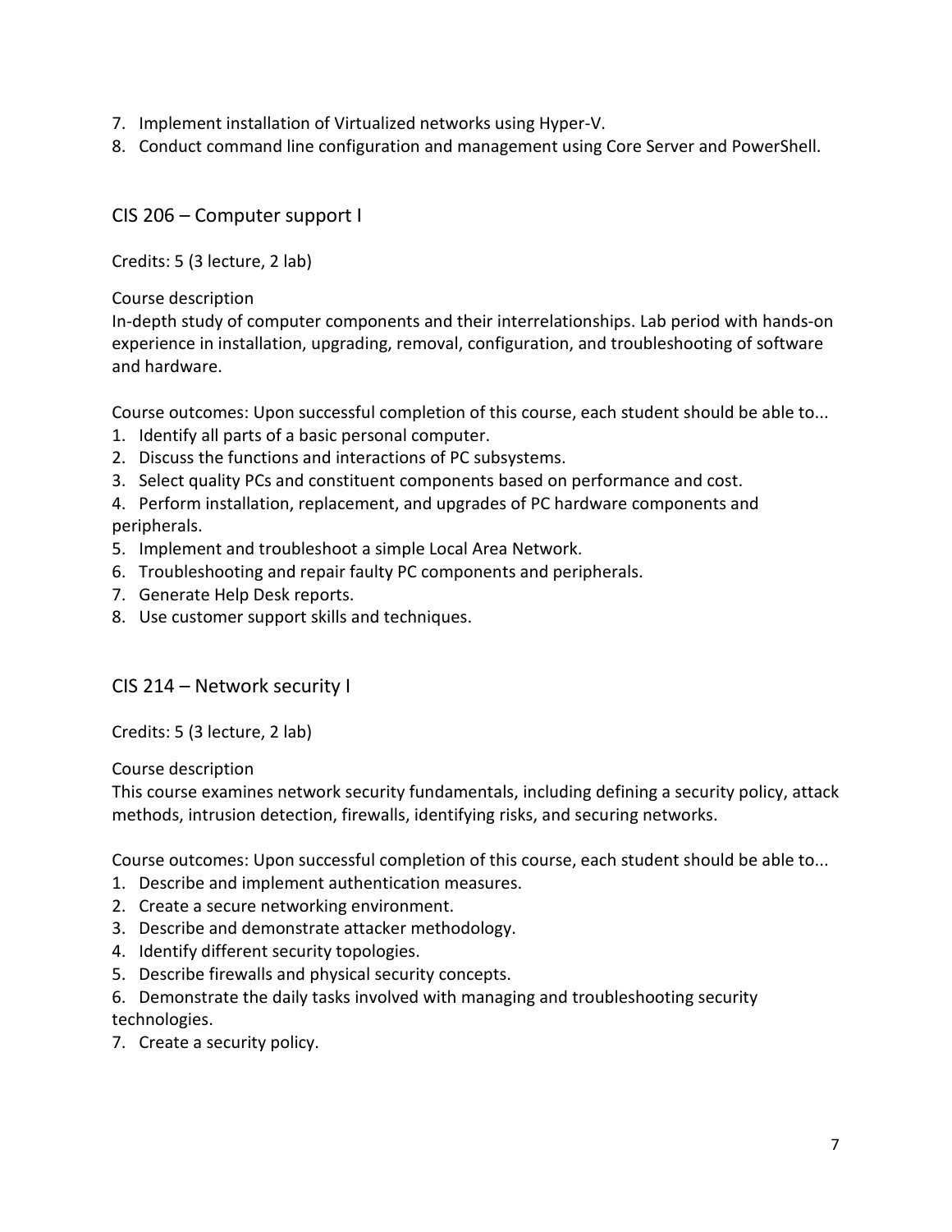7. Implement installation of Virtualized networks using Hyper-V.
8. Conduct command line configuration and management using Core Server and PowerShell.

## CIS 206 – Computer support I

Credits: 5 (3 lecture, 2 lab)

Course description

In-depth study of computer components and their interrelationships. Lab period with hands-on experience in installation, upgrading, removal, configuration, and troubleshooting of software and hardware.

Course outcomes: Upon successful completion of this course, each student should be able to...

1. Identify all parts of a basic personal computer.
2. Discuss the functions and interactions of PC subsystems.
3. Select quality PCs and constituent components based on performance and cost.
4. Perform installation, replacement, and upgrades of PC hardware components and peripherals.
5. Implement and troubleshoot a simple Local Area Network.
6. Troubleshooting and repair faulty PC components and peripherals.
7. Generate Help Desk reports.
8. Use customer support skills and techniques.

## CIS 214 – Network security I

Credits: 5 (3 lecture, 2 lab)

Course description

This course examines network security fundamentals, including defining a security policy, attack methods, intrusion detection, firewalls, identifying risks, and securing networks.

Course outcomes: Upon successful completion of this course, each student should be able to...

1. Describe and implement authentication measures.
2. Create a secure networking environment.
3. Describe and demonstrate attacker methodology.
4. Identify different security topologies.
5. Describe firewalls and physical security concepts.
6. Demonstrate the daily tasks involved with managing and troubleshooting security technologies.
7. Create a security policy.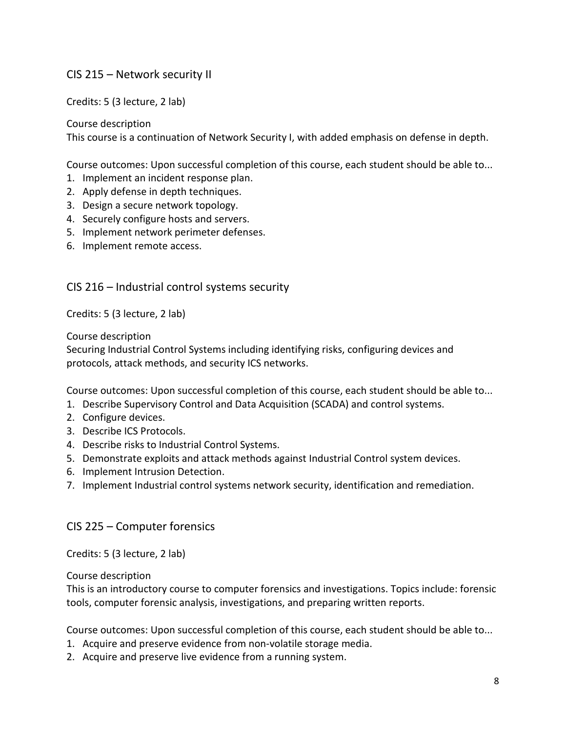## CIS 215 – Network security II

Credits: 5 (3 lecture, 2 lab)

Course description
This course is a continuation of Network Security I, with added emphasis on defense in depth.

Course outcomes: Upon successful completion of this course, each student should be able to...

1. Implement an incident response plan.
2. Apply defense in depth techniques.
3. Design a secure network topology.
4. Securely configure hosts and servers.
5. Implement network perimeter defenses.
6. Implement remote access.

## CIS 216 – Industrial control systems security

Credits: 5 (3 lecture, 2 lab)

Course description
Securing Industrial Control Systems including identifying risks, configuring devices and protocols, attack methods, and security ICS networks.

Course outcomes: Upon successful completion of this course, each student should be able to...

1. Describe Supervisory Control and Data Acquisition (SCADA) and control systems.
2. Configure devices.
3. Describe ICS Protocols.
4. Describe risks to Industrial Control Systems.
5. Demonstrate exploits and attack methods against Industrial Control system devices.
6. Implement Intrusion Detection.
7. Implement Industrial control systems network security, identification and remediation.

## CIS 225 – Computer forensics

Credits: 5 (3 lecture, 2 lab)

Course description
This is an introductory course to computer forensics and investigations. Topics include: forensic tools, computer forensic analysis, investigations, and preparing written reports.

Course outcomes: Upon successful completion of this course, each student should be able to...

1. Acquire and preserve evidence from non-volatile storage media.
2. Acquire and preserve live evidence from a running system.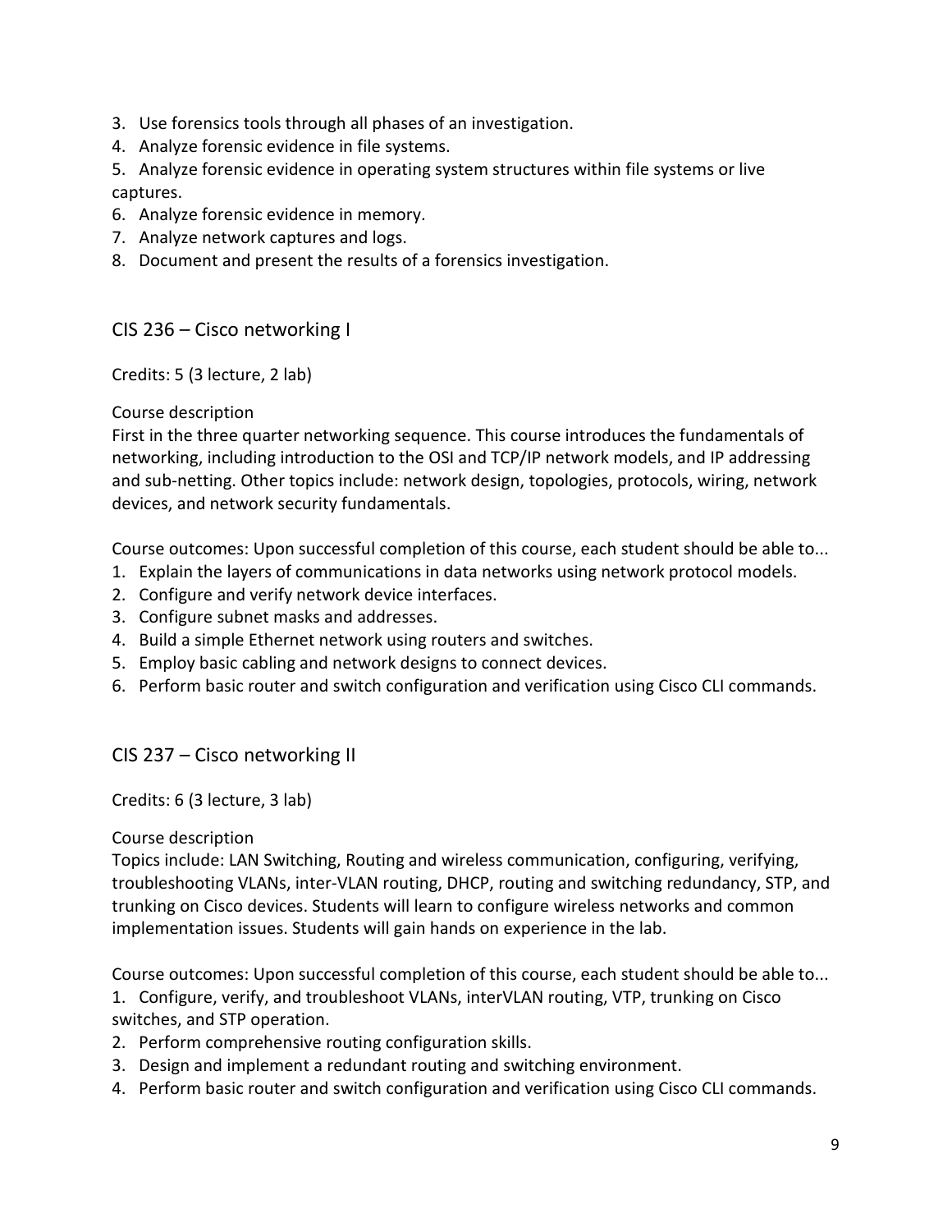3. Use forensics tools through all phases of an investigation.
4. Analyze forensic evidence in file systems.
5. Analyze forensic evidence in operating system structures within file systems or live captures.
6. Analyze forensic evidence in memory.
7. Analyze network captures and logs.
8. Document and present the results of a forensics investigation.

## CIS 236 – Cisco networking I

Credits: 5 (3 lecture, 2 lab)

Course description
First in the three quarter networking sequence. This course introduces the fundamentals of networking, including introduction to the OSI and TCP/IP network models, and IP addressing and sub-netting. Other topics include: network design, topologies, protocols, wiring, network devices, and network security fundamentals.

Course outcomes: Upon successful completion of this course, each student should be able to...

1. Explain the layers of communications in data networks using network protocol models.
2. Configure and verify network device interfaces.
3. Configure subnet masks and addresses.
4. Build a simple Ethernet network using routers and switches.
5. Employ basic cabling and network designs to connect devices.
6. Perform basic router and switch configuration and verification using Cisco CLI commands.

## CIS 237 – Cisco networking II

Credits: 6 (3 lecture, 3 lab)

Course description
Topics include: LAN Switching, Routing and wireless communication, configuring, verifying, troubleshooting VLANs, inter-VLAN routing, DHCP, routing and switching redundancy, STP, and trunking on Cisco devices. Students will learn to configure wireless networks and common implementation issues. Students will gain hands on experience in the lab.

Course outcomes: Upon successful completion of this course, each student should be able to...

1. Configure, verify, and troubleshoot VLANs, interVLAN routing, VTP, trunking on Cisco switches, and STP operation.
2. Perform comprehensive routing configuration skills.
3. Design and implement a redundant routing and switching environment.
4. Perform basic router and switch configuration and verification using Cisco CLI commands.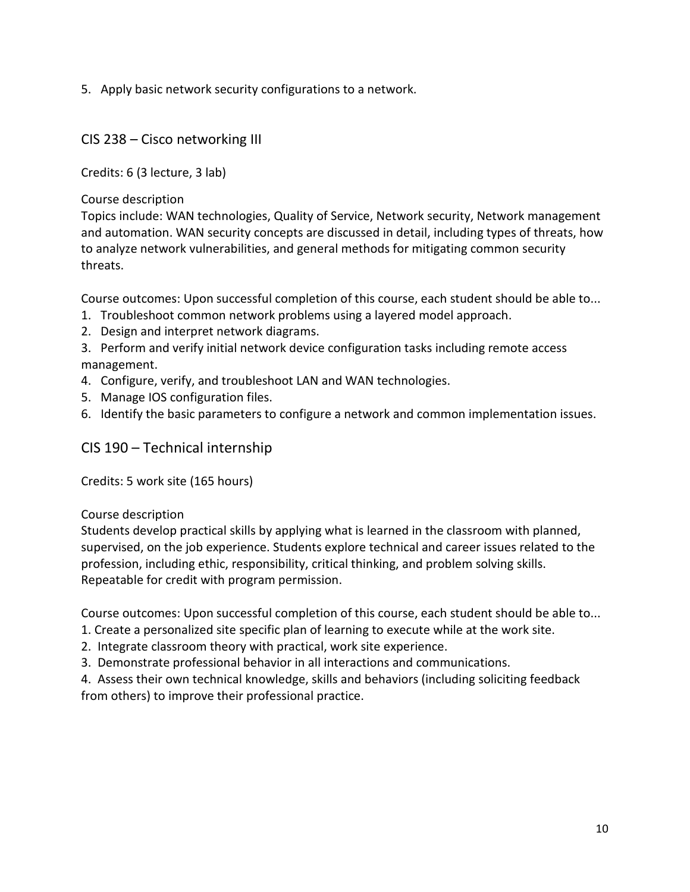5. Apply basic network security configurations to a network.

## CIS 238 – Cisco networking III

Credits: 6 (3 lecture, 3 lab)

Course description
Topics include: WAN technologies, Quality of Service, Network security, Network management and automation. WAN security concepts are discussed in detail, including types of threats, how to analyze network vulnerabilities, and general methods for mitigating common security threats.

Course outcomes: Upon successful completion of this course, each student should be able to...

1. Troubleshoot common network problems using a layered model approach.
2. Design and interpret network diagrams.
3. Perform and verify initial network device configuration tasks including remote access management.
4. Configure, verify, and troubleshoot LAN and WAN technologies.
5. Manage IOS configuration files.
6. Identify the basic parameters to configure a network and common implementation issues.

## CIS 190 – Technical internship

Credits: 5 work site (165 hours)

Course description
Students develop practical skills by applying what is learned in the classroom with planned, supervised, on the job experience. Students explore technical and career issues related to the profession, including ethic, responsibility, critical thinking, and problem solving skills. Repeatable for credit with program permission.

Course outcomes: Upon successful completion of this course, each student should be able to...

1. Create a personalized site specific plan of learning to execute while at the work site.
2. Integrate classroom theory with practical, work site experience.
3. Demonstrate professional behavior in all interactions and communications.
4. Assess their own technical knowledge, skills and behaviors (including soliciting feedback from others) to improve their professional practice.